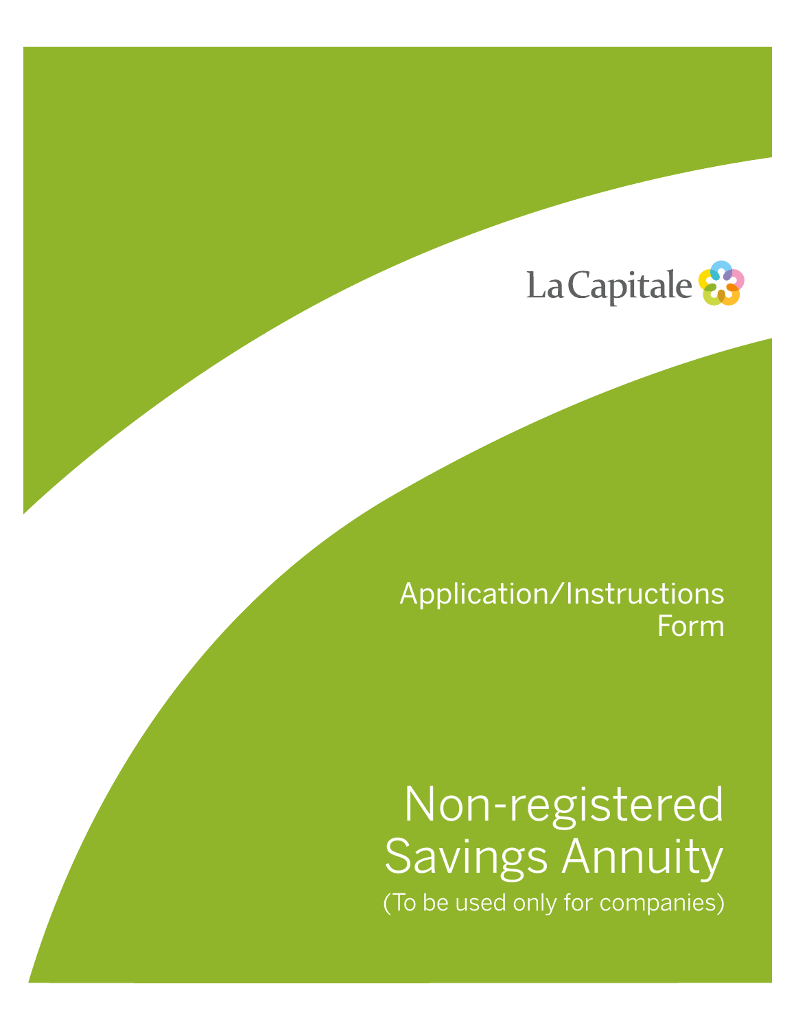La Capitale

Application/Instructions Form

# Non-registered Savings Annuity

(To be used only for companies)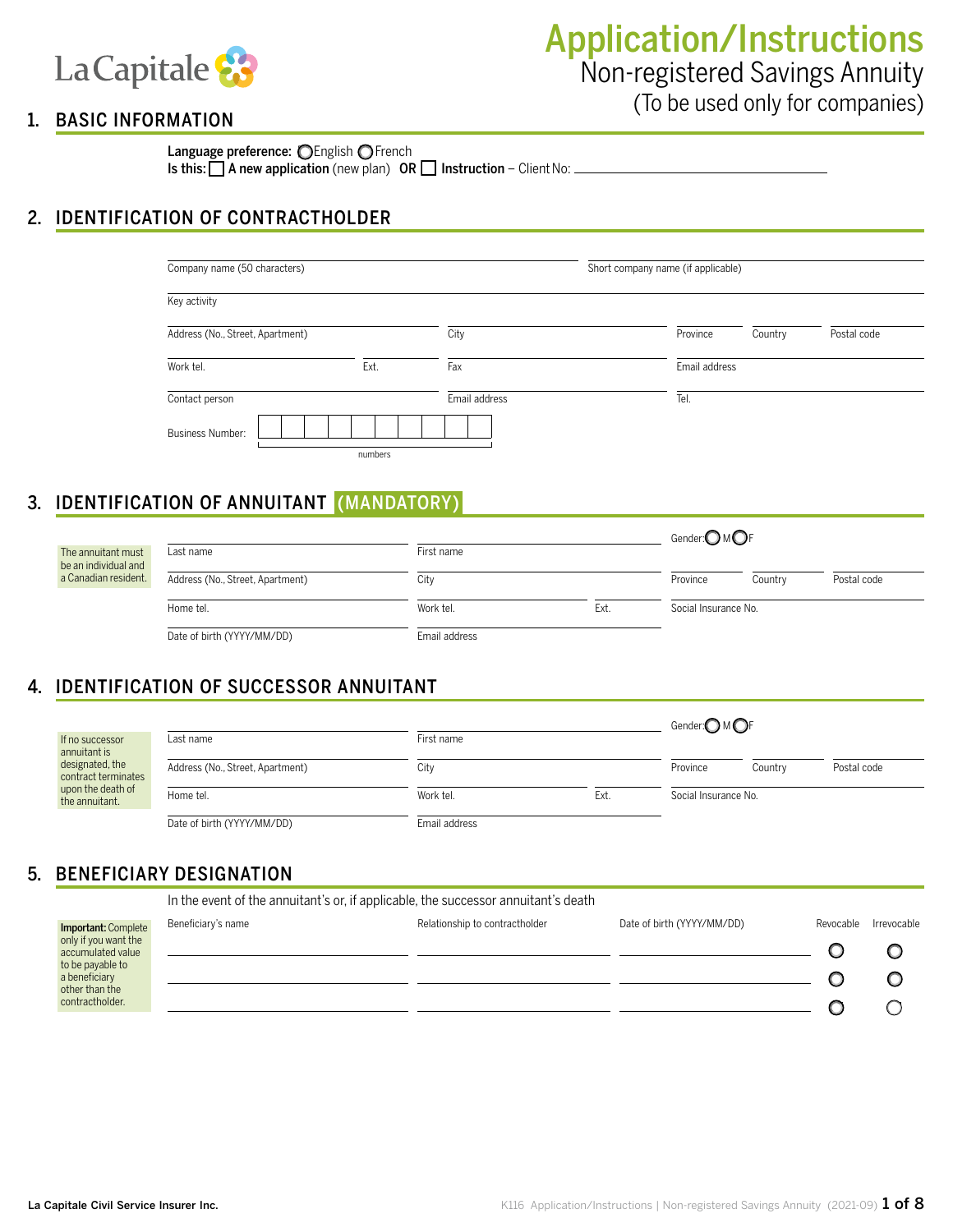La Capitale

# Application/Instructions
## Non-registered Savings Annuity
(To be used only for companies)

## 1. BASIC INFORMATION

**Language preference:** ◯ English ◯ French

**Is this:** ☐ **A new application** (new plan) **OR** ☐ **Instruction** – Client No: ______________________

## 2. IDENTIFICATION OF CONTRACTHOLDER

Company name (50 characters): ______________________ Short company name (if applicable): ______________________

Key activity: ______________________

Address (No., Street, Apartment): ______________________ City: ____________ Province: ________ Country: ________ Postal code: ________

Work tel.: ____________ Ext.: ______ Fax: ____________ Email address: ______________________

Contact person: ______________________ Email address: ______________________ Tel.: ____________

Business Number: ☐☐☐☐☐☐☐☐☐☐ (numbers)

## 3. IDENTIFICATION OF ANNUITANT (MANDATORY)

The annuitant must be an individual and a Canadian resident.

Last name: ______________________ First name: ______________________ Gender: ◯ M ◯ F

Address (No., Street, Apartment): ______________________ City: ____________ Province: ________ Country: ________ Postal code: ________

Home tel.: ____________ Work tel.: ____________ Ext.: ______ Social Insurance No.: ____________

Date of birth (YYYY/MM/DD): ____________ Email address: ______________________

## 4. IDENTIFICATION OF SUCCESSOR ANNUITANT

If no successor annuitant is designated, the contract terminates upon the death of the annuitant.

Last name: ______________________ First name: ______________________ Gender: ◯ M ◯ F

Address (No., Street, Apartment): ______________________ City: ____________ Province: ________ Country: ________ Postal code: ________

Home tel.: ____________ Work tel.: ____________ Ext.: ______ Social Insurance No.: ____________

Date of birth (YYYY/MM/DD): ____________ Email address: ______________________

## 5. BENEFICIARY DESIGNATION

**Important:** Complete only if you want the accumulated value to be payable to a beneficiary other than the contractholder.

In the event of the annuitant's or, if applicable, the successor annuitant's death

| Beneficiary's name | Relationship to contractholder | Date of birth (YYYY/MM/DD) | Revocable | Irrevocable |
|---|---|---|---|---|
| | | | ◯ | ◯ |
| | | | ◯ | ◯ |
| | | | ◯ | ◯ |

La Capitale Civil Service Insurer Inc.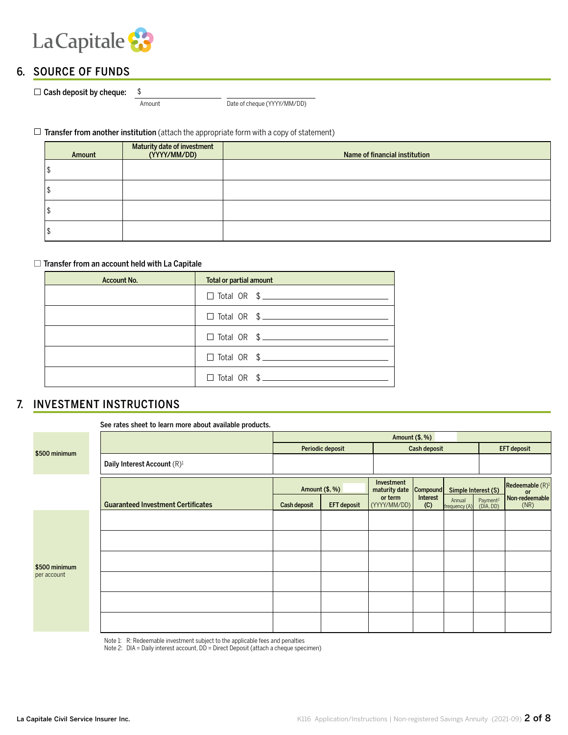## 6. SOURCE OF FUNDS

☐ **Cash deposit by cheque:** $ ____________________ ____________________

Amount — Date of cheque (YYYY/MM/DD)

☐ **Transfer from another institution** (attach the appropriate form with a copy of statement)

| Amount | Maturity date of investment (YYYY/MM/DD) | Name of financial institution |
|---|---|---|
| $ | | |
| $ | | |
| $ | | |
| $ | | |

☐ **Transfer from an account held with La Capitale**

| Account No. | Total or partial amount |
|---|---|
| | ☐ Total OR $ ____________ |
| | ☐ Total OR $ ____________ |
| | ☐ Total OR $ ____________ |
| | ☐ Total OR $ ____________ |
| | ☐ Total OR $ ____________ |

## 7. INVESTMENT INSTRUCTIONS

**See rates sheet to learn more about available products.**

**$500 minimum**

| | Amount ($, %) | | |
|---|---|---|---|
| | Periodic deposit | Cash deposit | EFT deposit |
| Daily Interest Account (R)[1] | | | |

**$500 minimum** per account

| Guaranteed Investment Certificates | Amount ($, %) | | Investment maturity date or term (YYYY/MM/DD) | Compound Interest (C) | Simple Interest (S) | | Redeemable (R)[1] or Non-redeemable (NR) |
|---|---|---|---|---|---|---|---|
| | Cash deposit | EFT deposit | | | Annual frequency (A) | Payment[2] (DIA, DD) | |
| | | | | | | | |
| | | | | | | | |
| | | | | | | | |
| | | | | | | | |
| | | | | | | | |
| | | | | | | | |

Note 1: R: Redeemable investment subject to the applicable fees and penalties
Note 2: DIA = Daily interest account, DD = Direct Deposit (attach a cheque specimen)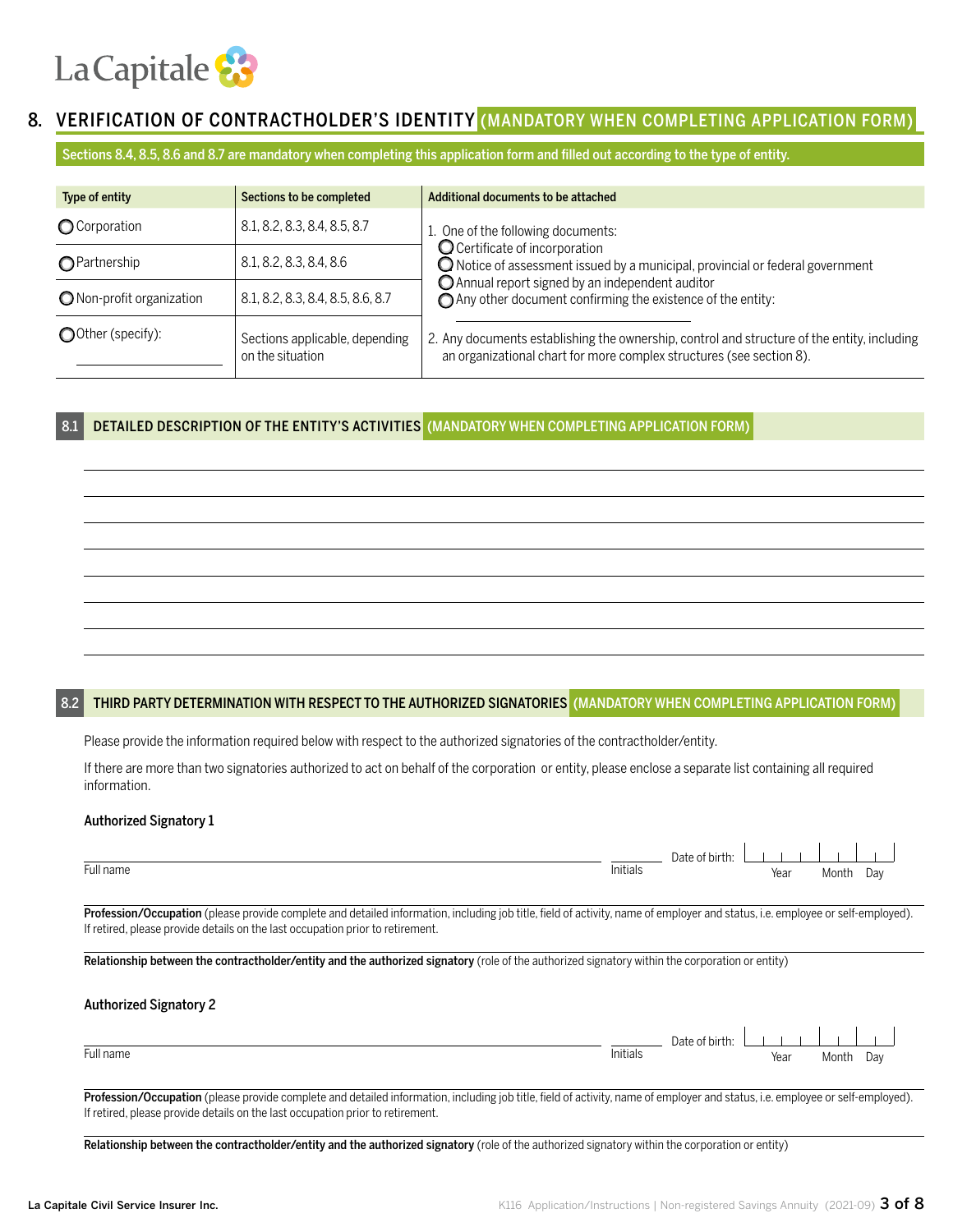## 8. VERIFICATION OF CONTRACTHOLDER'S IDENTITY (MANDATORY WHEN COMPLETING APPLICATION FORM)

**Sections 8.4, 8.5, 8.6 and 8.7 are mandatory when completing this application form and filled out according to the type of entity.**

| Type of entity | Sections to be completed | Additional documents to be attached |
|---|---|---|
| ◯ Corporation | 8.1, 8.2, 8.3, 8.4, 8.5, 8.7 | 1. One of the following documents: ◯ Certificate of incorporation ◯ Notice of assessment issued by a municipal, provincial or federal government ◯ Annual report signed by an independent auditor ◯ Any other document confirming the existence of the entity: ______________ |
| ◯ Partnership | 8.1, 8.2, 8.3, 8.4, 8.6 | |
| ◯ Non-profit organization | 8.1, 8.2, 8.3, 8.4, 8.5, 8.6, 8.7 | |
| ◯ Other (specify): ______________ | Sections applicable, depending on the situation | 2. Any documents establishing the ownership, control and structure of the entity, including an organizational chart for more complex structures (see section 8). |

### 8.1 DETAILED DESCRIPTION OF THE ENTITY'S ACTIVITIES (MANDATORY WHEN COMPLETING APPLICATION FORM)

_______________________________________________

_______________________________________________

_______________________________________________

_______________________________________________

_______________________________________________

_______________________________________________

_______________________________________________

### 8.2 THIRD PARTY DETERMINATION WITH RESPECT TO THE AUTHORIZED SIGNATORIES (MANDATORY WHEN COMPLETING APPLICATION FORM)

Please provide the information required below with respect to the authorized signatories of the contractholder/entity.

If there are more than two signatories authorized to act on behalf of the corporation or entity, please enclose a separate list containing all required information.

**Authorized Signatory 1**

Full name ______________ Initials ______ Date of birth: Year | Month | Day

**Profession/Occupation** (please provide complete and detailed information, including job title, field of activity, name of employer and status, i.e. employee or self-employed). If retired, please provide details on the last occupation prior to retirement.

_______________________________________________

**Relationship between the contractholder/entity and the authorized signatory** (role of the authorized signatory within the corporation or entity)

_______________________________________________

**Authorized Signatory 2**

Full name ______________ Initials ______ Date of birth: Year | Month | Day

**Profession/Occupation** (please provide complete and detailed information, including job title, field of activity, name of employer and status, i.e. employee or self-employed). If retired, please provide details on the last occupation prior to retirement.

_______________________________________________

**Relationship between the contractholder/entity and the authorized signatory** (role of the authorized signatory within the corporation or entity)

_______________________________________________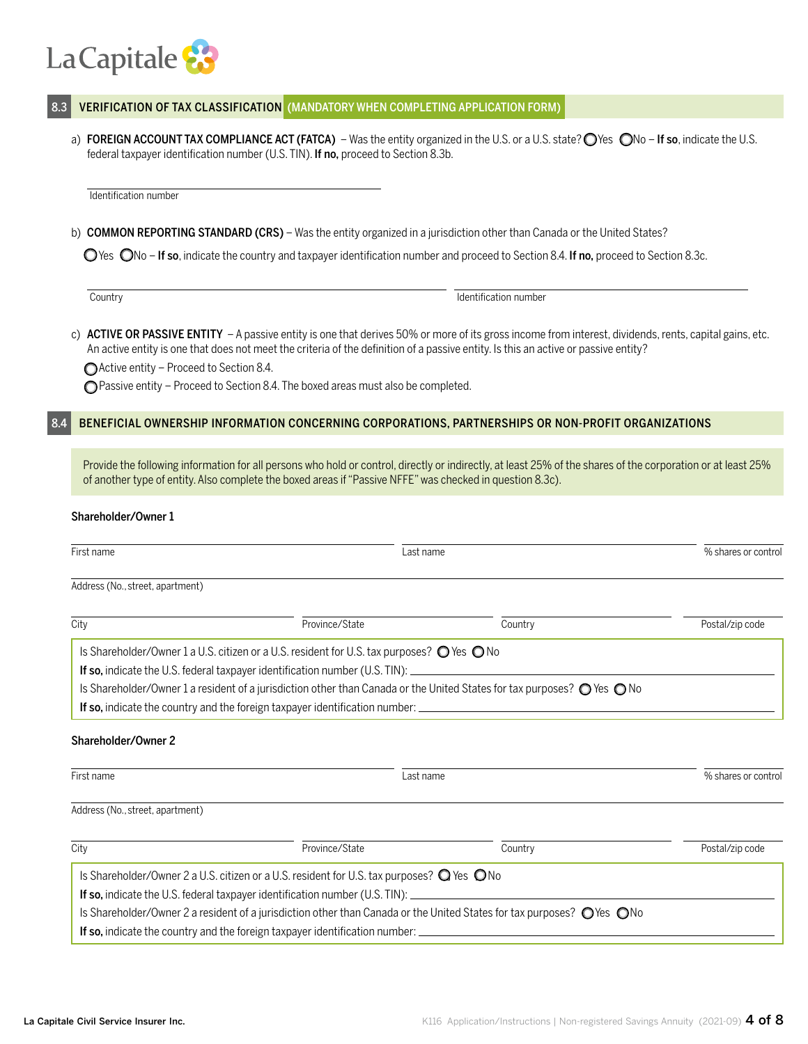## 8.3 VERIFICATION OF TAX CLASSIFICATION (MANDATORY WHEN COMPLETING APPLICATION FORM)

a) **FOREIGN ACCOUNT TAX COMPLIANCE ACT (FATCA)** – Was the entity organized in the U.S. or a U.S. state? ◯ Yes ◯ No – **If so**, indicate the U.S. federal taxpayer identification number (U.S. TIN). **If no,** proceed to Section 8.3b.

Identification number: ____________________

b) **COMMON REPORTING STANDARD (CRS)** – Was the entity organized in a jurisdiction other than Canada or the United States?

◯ Yes ◯ No – **If so**, indicate the country and taxpayer identification number and proceed to Section 8.4. **If no,** proceed to Section 8.3c.

Country: ____________________ Identification number: ____________________

c) **ACTIVE OR PASSIVE ENTITY** – A passive entity is one that derives 50% or more of its gross income from interest, dividends, rents, capital gains, etc. An active entity is one that does not meet the criteria of the definition of a passive entity. Is this an active or passive entity?

◯ Active entity – Proceed to Section 8.4.

◯ Passive entity – Proceed to Section 8.4. The boxed areas must also be completed.

## 8.4 BENEFICIAL OWNERSHIP INFORMATION CONCERNING CORPORATIONS, PARTNERSHIPS OR NON-PROFIT ORGANIZATIONS

Provide the following information for all persons who hold or control, directly or indirectly, at least 25% of the shares of the corporation or at least 25% of another type of entity. Also complete the boxed areas if "Passive NFFE" was checked in question 8.3c).

**Shareholder/Owner 1**

First name: ____________________ Last name: ____________________ % shares or control: ________

Address (No., street, apartment): ____________________

City: ____________________ Province/State: ____________________ Country: ____________________ Postal/zip code: ________

Is Shareholder/Owner 1 a U.S. citizen or a U.S. resident for U.S. tax purposes? ◯ Yes ◯ No

**If so,** indicate the U.S. federal taxpayer identification number (U.S. TIN): ____________________

Is Shareholder/Owner 1 a resident of a jurisdiction other than Canada or the United States for tax purposes? ◯ Yes ◯ No

**If so,** indicate the country and the foreign taxpayer identification number: ____________________

**Shareholder/Owner 2**

First name: ____________________ Last name: ____________________ % shares or control: ________

Address (No., street, apartment): ____________________

City: ____________________ Province/State: ____________________ Country: ____________________ Postal/zip code: ________

Is Shareholder/Owner 2 a U.S. citizen or a U.S. resident for U.S. tax purposes? ◯ Yes ◯ No

**If so,** indicate the U.S. federal taxpayer identification number (U.S. TIN): ____________________

Is Shareholder/Owner 2 a resident of a jurisdiction other than Canada or the United States for tax purposes? ◯ Yes ◯ No

**If so,** indicate the country and the foreign taxpayer identification number: ____________________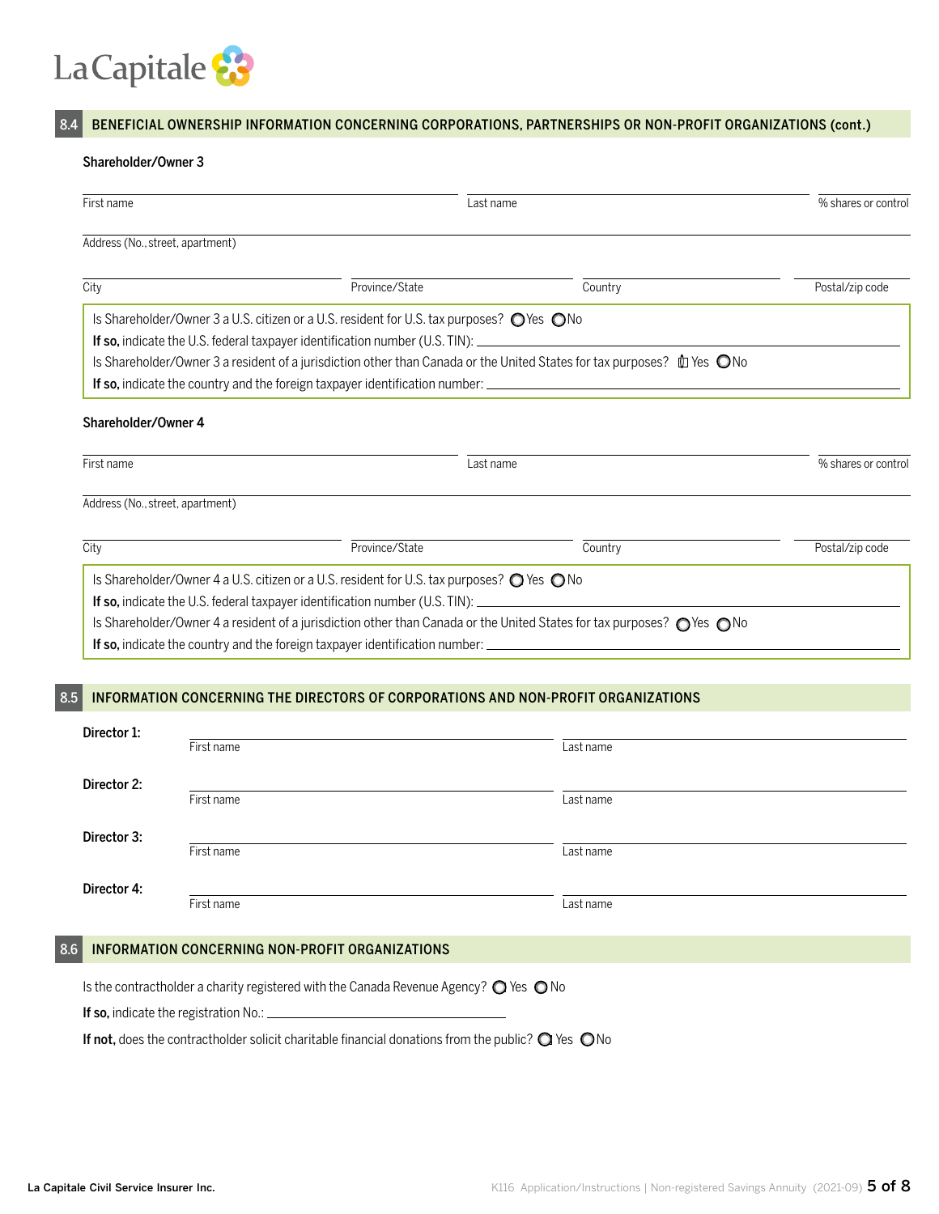## 8.4 BENEFICIAL OWNERSHIP INFORMATION CONCERNING CORPORATIONS, PARTNERSHIPS OR NON-PROFIT ORGANIZATIONS (cont.)

**Shareholder/Owner 3**

First name ______________________ Last name ______________________ % shares or control ________

Address (No., street, apartment) ______________________

City ____________ Province/State ____________ Country ____________ Postal/zip code ____________

Is Shareholder/Owner 3 a U.S. citizen or a U.S. resident for U.S. tax purposes? ◯ Yes ◯ No

**If so,** indicate the U.S. federal taxpayer identification number (U.S. TIN): ______________________

Is Shareholder/Owner 3 a resident of a jurisdiction other than Canada or the United States for tax purposes? ◯ Yes ◯ No

**If so,** indicate the country and the foreign taxpayer identification number: ______________________

**Shareholder/Owner 4**

First name ______________________ Last name ______________________ % shares or control ________

Address (No., street, apartment) ______________________

City ____________ Province/State ____________ Country ____________ Postal/zip code ____________

Is Shareholder/Owner 4 a U.S. citizen or a U.S. resident for U.S. tax purposes? ◯ Yes ◯ No

**If so,** indicate the U.S. federal taxpayer identification number (U.S. TIN): ______________________

Is Shareholder/Owner 4 a resident of a jurisdiction other than Canada or the United States for tax purposes? ◯ Yes ◯ No

**If so,** indicate the country and the foreign taxpayer identification number: ______________________

## 8.5 INFORMATION CONCERNING THE DIRECTORS OF CORPORATIONS AND NON-PROFIT ORGANIZATIONS

**Director 1:** First name ______________________ Last name ______________________

**Director 2:** First name ______________________ Last name ______________________

**Director 3:** First name ______________________ Last name ______________________

**Director 4:** First name ______________________ Last name ______________________

## 8.6 INFORMATION CONCERNING NON-PROFIT ORGANIZATIONS

Is the contractholder a charity registered with the Canada Revenue Agency? ◯ Yes ◯ No

**If so,** indicate the registration No.: ______________________

**If not,** does the contractholder solicit charitable financial donations from the public? ◯ Yes ◯ No

La Capitale Civil Service Insurer Inc.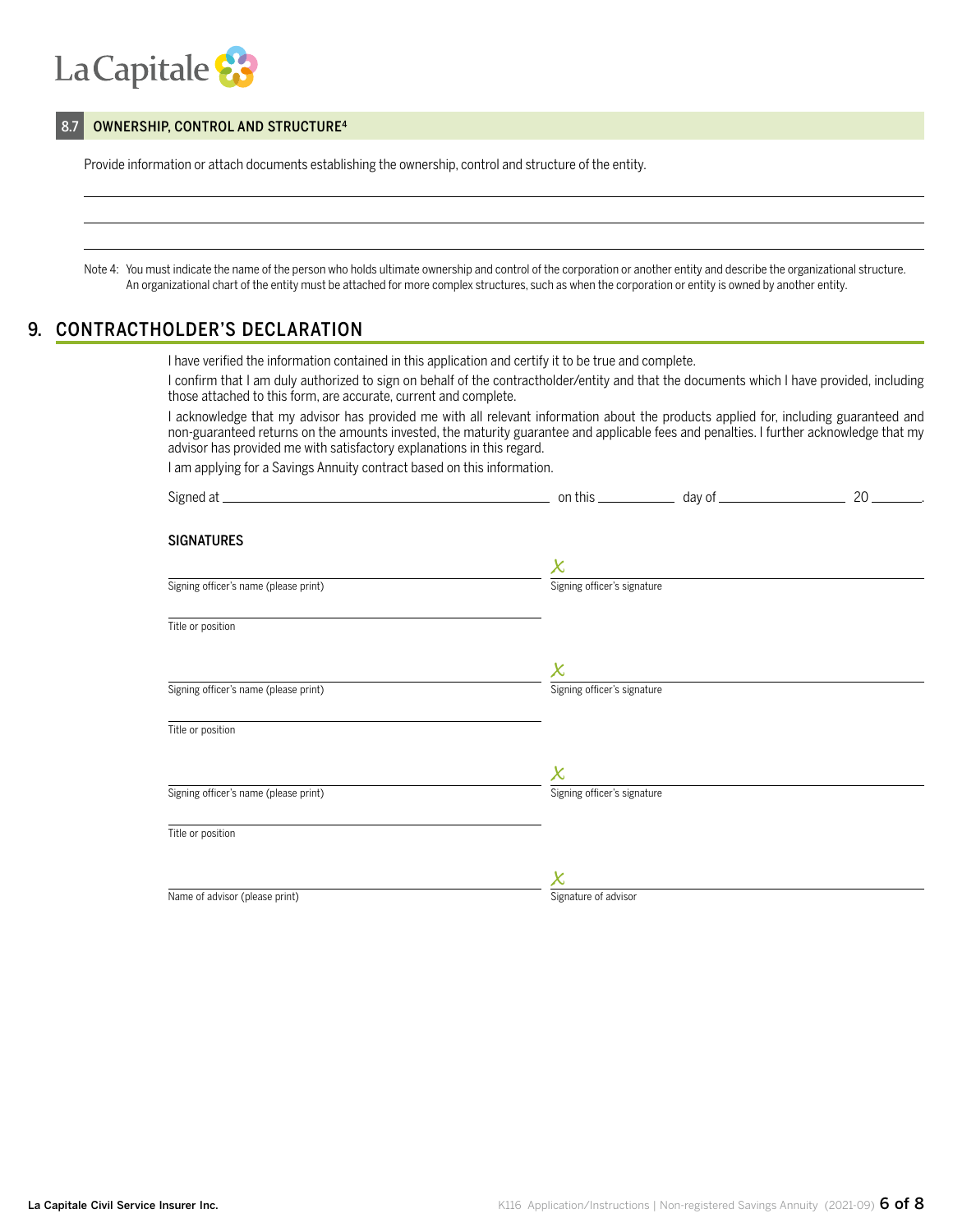## 8.7 OWNERSHIP, CONTROL AND STRUCTURE[4]

Provide information or attach documents establishing the ownership, control and structure of the entity.

_______________________________________________

_______________________________________________

_______________________________________________

Note 4: You must indicate the name of the person who holds ultimate ownership and control of the corporation or another entity and describe the organizational structure. An organizational chart of the entity must be attached for more complex structures, such as when the corporation or entity is owned by another entity.

# 9. CONTRACTHOLDER'S DECLARATION

I have verified the information contained in this application and certify it to be true and complete.

I confirm that I am duly authorized to sign on behalf of the contractholder/entity and that the documents which I have provided, including those attached to this form, are accurate, current and complete.

I acknowledge that my advisor has provided me with all relevant information about the products applied for, including guaranteed and non-guaranteed returns on the amounts invested, the maturity guarantee and applicable fees and penalties. I further acknowledge that my advisor has provided me with satisfactory explanations in this regard.

I am applying for a Savings Annuity contract based on this information.

Signed at ____________________ on this ________ day of ______________ 20 ______.

### SIGNATURES

| | |
|---|---|
| ______________________ | X ______________________ |
| Signing officer's name (please print) | Signing officer's signature |
| ______________________ | |
| Title or position | |
| ______________________ | X ______________________ |
| Signing officer's name (please print) | Signing officer's signature |
| ______________________ | |
| Title or position | |
| ______________________ | X ______________________ |
| Signing officer's name (please print) | Signing officer's signature |
| ______________________ | |
| Title or position | |
| ______________________ | X ______________________ |
| Name of advisor (please print) | Signature of advisor |

La Capitale Civil Service Insurer Inc.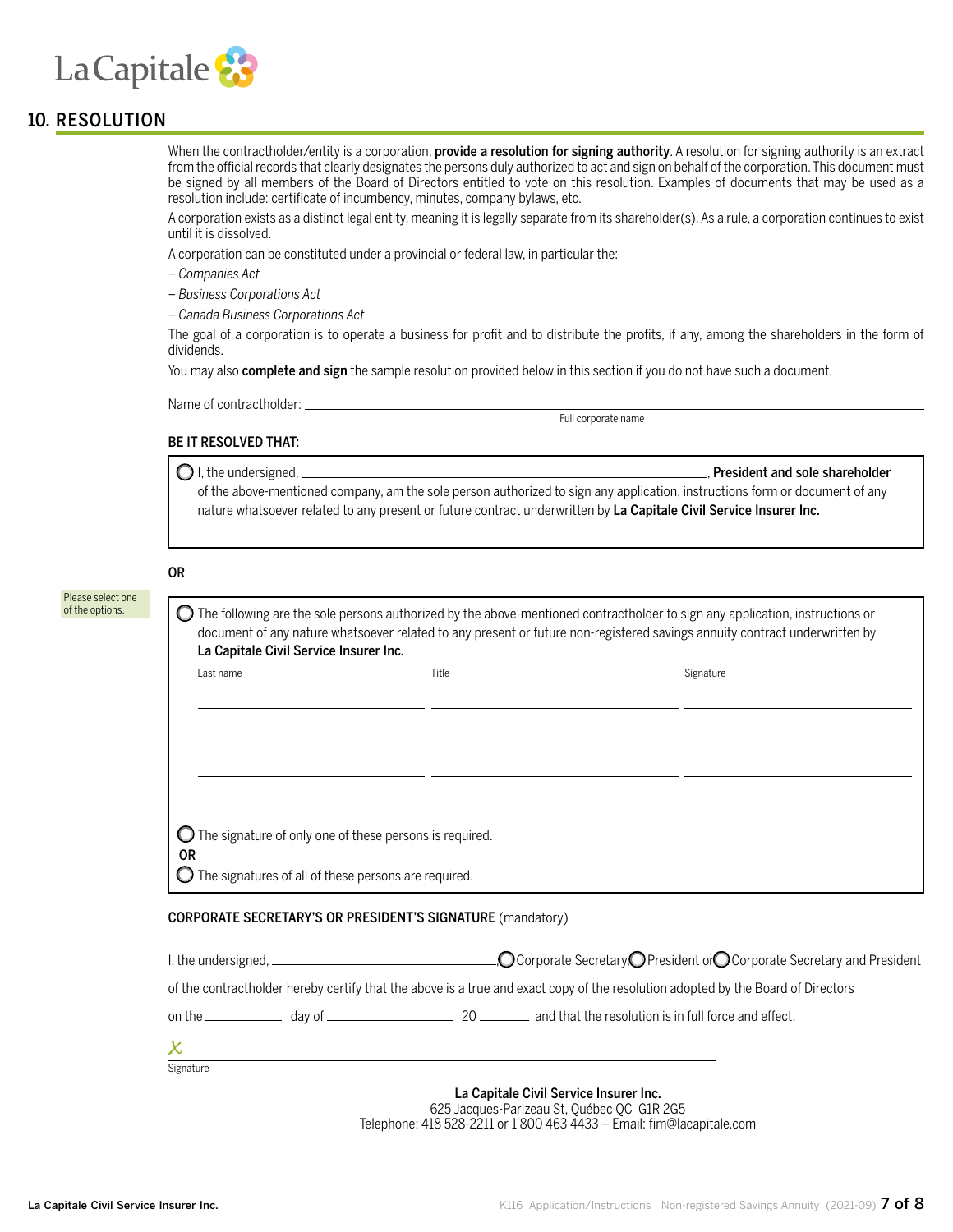## 10. RESOLUTION

When the contractholder/entity is a corporation, **provide a resolution for signing authority**. A resolution for signing authority is an extract from the official records that clearly designates the persons duly authorized to act and sign on behalf of the corporation. This document must be signed by all members of the Board of Directors entitled to vote on this resolution. Examples of documents that may be used as a resolution include: certificate of incumbency, minutes, company bylaws, etc.

A corporation exists as a distinct legal entity, meaning it is legally separate from its shareholder(s). As a rule, a corporation continues to exist until it is dissolved.

A corporation can be constituted under a provincial or federal law, in particular the:

– *Companies Act*

– *Business Corporations Act*

– *Canada Business Corporations Act*

The goal of a corporation is to operate a business for profit and to distribute the profits, if any, among the shareholders in the form of dividends.

You may also **complete and sign** the sample resolution provided below in this section if you do not have such a document.

Name of contractholder: ______________________________
Full corporate name

**BE IT RESOLVED THAT:**

Please select one of the options.

○ I, the undersigned, ______________________________, **President and sole shareholder** of the above-mentioned company, am the sole person authorized to sign any application, instructions form or document of any nature whatsoever related to any present or future contract underwritten by **La Capitale Civil Service Insurer Inc.**

**OR**

○ The following are the sole persons authorized by the above-mentioned contractholder to sign any application, instructions or document of any nature whatsoever related to any present or future non-registered savings annuity contract underwritten by **La Capitale Civil Service Insurer Inc.**

| Last name | Title | Signature |
|---|---|---|
| | | |
| | | |
| | | |
| | | |

○ The signature of only one of these persons is required.

**OR**

○ The signatures of all of these persons are required.

**CORPORATE SECRETARY'S OR PRESIDENT'S SIGNATURE** (mandatory)

I, the undersigned, ______________________________, ○ Corporate Secretary, ○ President or ○ Corporate Secretary and President of the contractholder hereby certify that the above is a true and exact copy of the resolution adopted by the Board of Directors on the __________ day of ______________ 20 ______ and that the resolution is in full force and effect.

X ______________________________
Signature

**La Capitale Civil Service Insurer Inc.**
625 Jacques-Parizeau St, Québec QC G1R 2G5
Telephone: 418 528-2211 or 1 800 463 4433 – Email: fim@lacapitale.com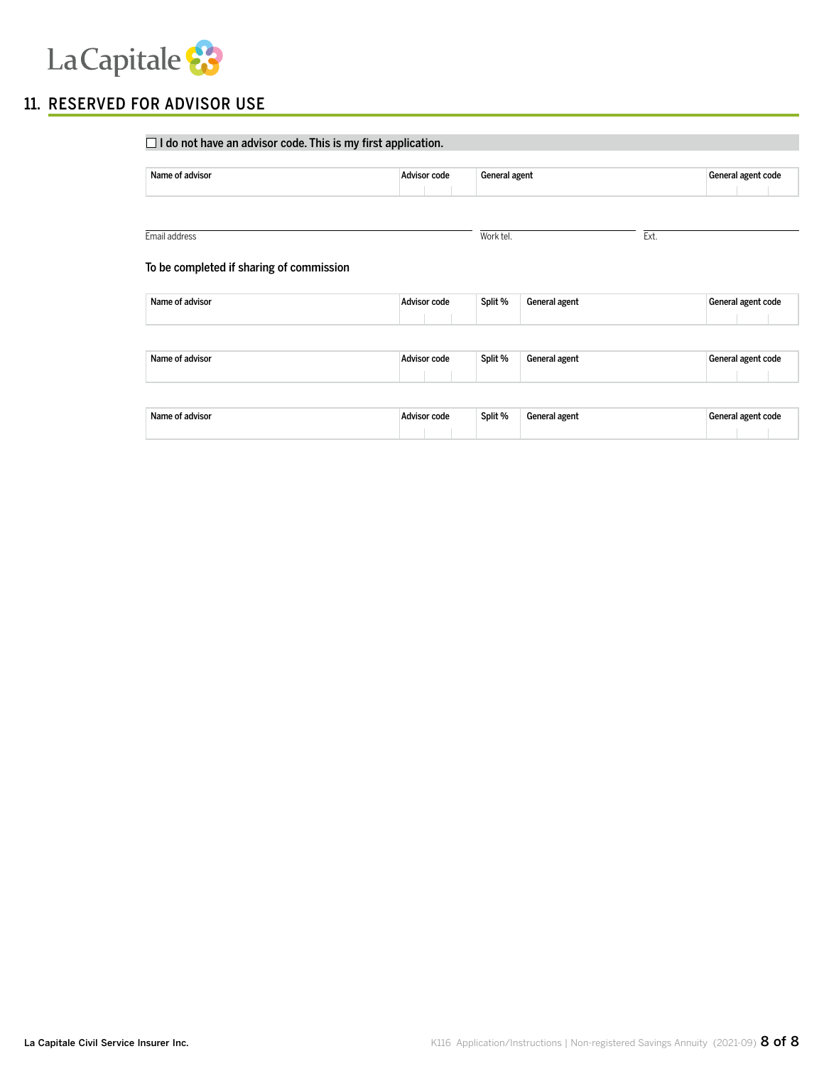## 11. RESERVED FOR ADVISOR USE

☐ I do not have an advisor code. This is my first application.

| Name of advisor | Advisor code | General agent | General agent code |
|---|---|---|---|
| | | | |

Email address

Work tel.

Ext.

### To be completed if sharing of commission

| Name of advisor | Advisor code | Split % | General agent | General agent code |
|---|---|---|---|---|
| | | | | |

| Name of advisor | Advisor code | Split % | General agent | General agent code |
|---|---|---|---|---|
| | | | | |

| Name of advisor | Advisor code | Split % | General agent | General agent code |
|---|---|---|---|---|
| | | | | |

La Capitale Civil Service Insurer Inc.

K116 Application/Instructions | Non-registered Savings Annuity (2021-09)